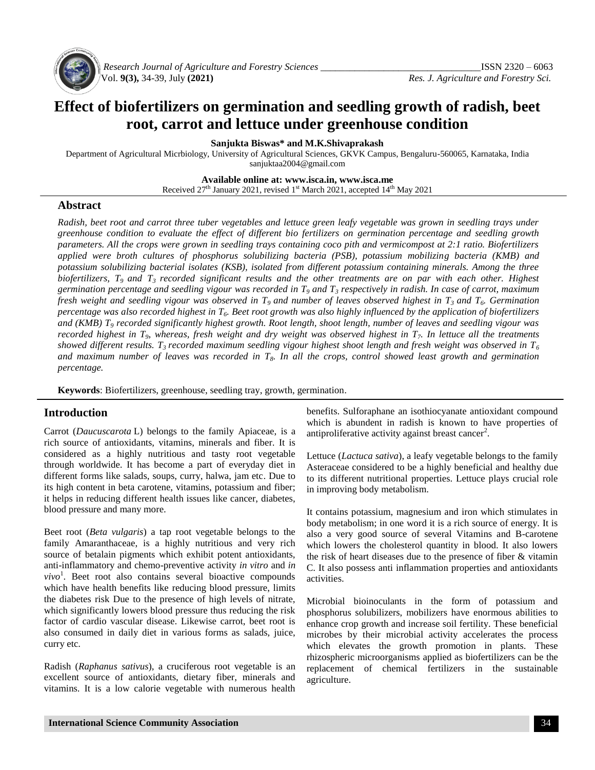# Effect of biofertilizers on germination and seedling growth of radish, beet root, carrot and lettuce under greenhouse condition

**Sanjukta Biswas* and M.K.Shivaprakash**

Department of Agricultural Micrbiology, University of Agricultural Sciences, GKVK Campus, Bengaluru-560065, Karnataka, India
sanjuktaa2004@gmail.com

**Available online at: www.isca.in, www.isca.me**
Received 27th January 2021, revised 1st March 2021, accepted 14th May 2021

## Abstract

*Radish, beet root and carrot three tuber vegetables and lettuce green leafy vegetable was grown in seedling trays under greenhouse condition to evaluate the effect of different bio fertilizers on germination percentage and seedling growth parameters. All the crops were grown in seedling trays containing coco pith and vermicompost at 2:1 ratio. Biofertilizers applied were broth cultures of phosphorus solubilizing bacteria (PSB), potassium mobilizing bacteria (KMB) and potassium solubilizing bacterial isolates (KSB), isolated from different potassium containing minerals. Among the three biofertilizers, $T_9$ and $T_3$ recorded significant results and the other treatments are on par with each other. Highest germination percentage and seedling vigour was recorded in $T_9$ and $T_3$ respectively in radish. In case of carrot, maximum fresh weight and seedling vigour was observed in $T_9$ and number of leaves observed highest in $T_3$ and $T_6$. Germination percentage was also recorded highest in $T_6$. Beet root growth was also highly influenced by the application of biofertilizers and (KMB) $T_9$ recorded significantly highest growth. Root length, shoot length, number of leaves and seedling vigour was recorded highest in $T_9$, whereas, fresh weight and dry weight was observed highest in $T_7$. In lettuce all the treatments showed different results. $T_3$ recorded maximum seedling vigour highest shoot length and fresh weight was observed in $T_6$ and maximum number of leaves was recorded in $T_8$. In all the crops, control showed least growth and germination percentage.*

**Keywords**: Biofertilizers, greenhouse, seedling tray, growth, germination.

## Introduction

Carrot (*Daucuscarota* L) belongs to the family Apiaceae, is a rich source of antioxidants, vitamins, minerals and fiber. It is considered as a highly nutritious and tasty root vegetable through worldwide. It has become a part of everyday diet in different forms like salads, soups, curry, halwa, jam etc. Due to its high content in beta carotene, vitamins, potassium and fiber; it helps in reducing different health issues like cancer, diabetes, blood pressure and many more.

Beet root (*Beta vulgaris*) a tap root vegetable belongs to the family Amaranthaceae, is a highly nutritious and very rich source of betalain pigments which exhibit potent antioxidants, anti-inflammatory and chemo-preventive activity *in vitro* and *in vivo*[1]. Beet root also contains several bioactive compounds which have health benefits like reducing blood pressure, limits the diabetes risk Due to the presence of high levels of nitrate, which significantly lowers blood pressure thus reducing the risk factor of cardio vascular disease. Likewise carrot, beet root is also consumed in daily diet in various forms as salads, juice, curry etc.

Radish (*Raphanus sativus*), a cruciferous root vegetable is an excellent source of antioxidants, dietary fiber, minerals and vitamins. It is a low calorie vegetable with numerous health benefits. Sulforaphane an isothiocyanate antioxidant compound which is abundent in radish is known to have properties of antiproliferative activity against breast cancer[2].

Lettuce (*Lactuca sativa*), a leafy vegetable belongs to the family Asteraceae considered to be a highly beneficial and healthy due to its different nutritional properties. Lettuce plays crucial role in improving body metabolism.

It contains potassium, magnesium and iron which stimulates in body metabolism; in one word it is a rich source of energy. It is also a very good source of several Vitamins and B-carotene which lowers the cholesterol quantity in blood. It also lowers the risk of heart diseases due to the presence of fiber & vitamin C. It also possess anti inflammation properties and antioxidants activities.

Microbial bioinoculants in the form of potassium and phosphorus solubilizers, mobilizers have enormous abilities to enhance crop growth and increase soil fertility. These beneficial microbes by their microbial activity accelerates the process which elevates the growth promotion in plants. These rhizospheric microorganisms applied as biofertilizers can be the replacement of chemical fertilizers in the sustainable agriculture.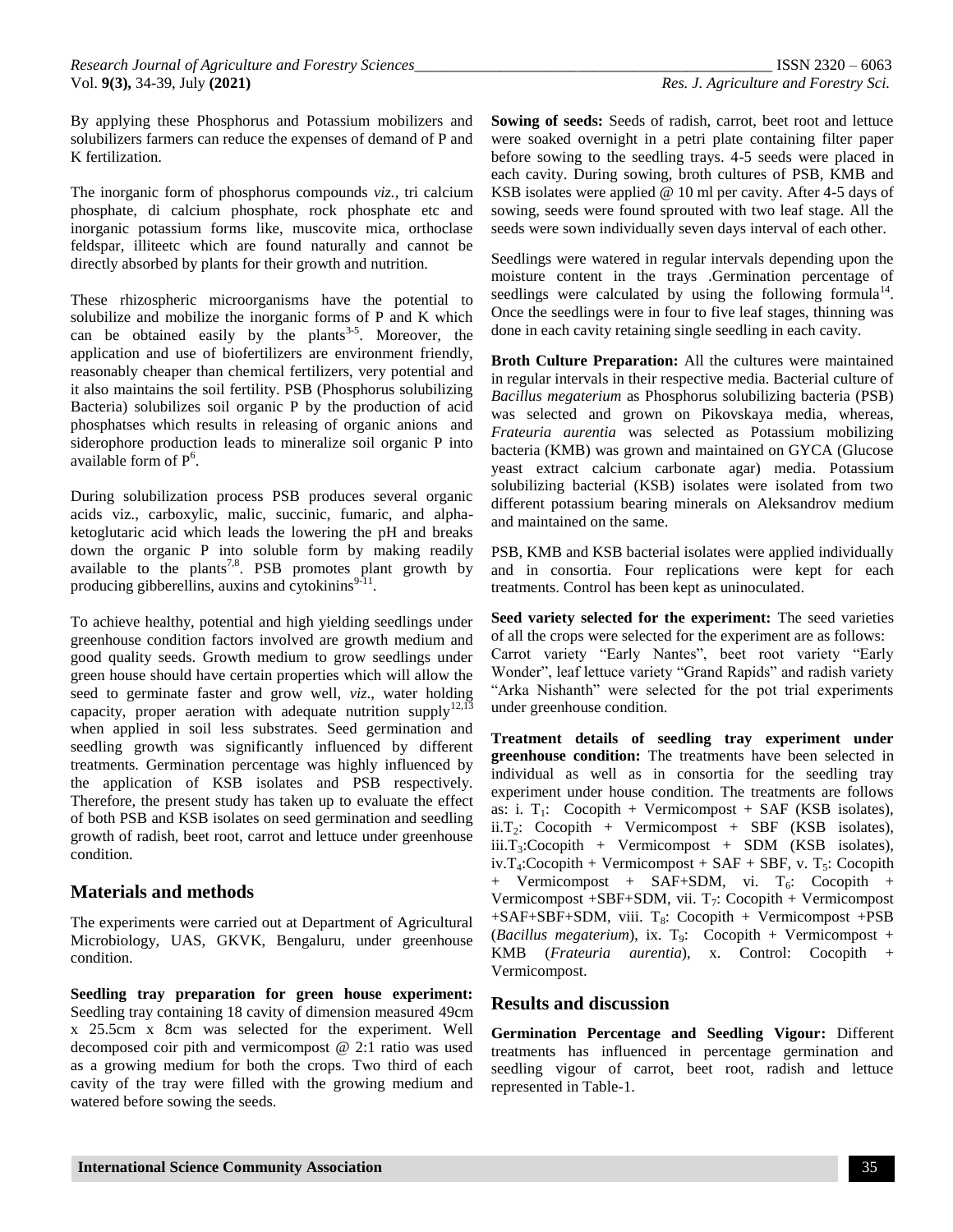By applying these Phosphorus and Potassium mobilizers and solubilizers farmers can reduce the expenses of demand of P and K fertilization.

The inorganic form of phosphorus compounds *viz.*, tri calcium phosphate, di calcium phosphate, rock phosphate etc and inorganic potassium forms like, muscovite mica, orthoclase feldspar, illiteetc which are found naturally and cannot be directly absorbed by plants for their growth and nutrition.

These rhizospheric microorganisms have the potential to solubilize and mobilize the inorganic forms of P and K which can be obtained easily by the plants[3-5]. Moreover, the application and use of biofertilizers are environment friendly, reasonably cheaper than chemical fertilizers, very potential and it also maintains the soil fertility. PSB (Phosphorus solubilizing Bacteria) solubilizes soil organic P by the production of acid phosphatses which results in releasing of organic anions and siderophore production leads to mineralize soil organic P into available form of P[6].

During solubilization process PSB produces several organic acids viz., carboxylic, malic, succinic, fumaric, and alpha-ketoglutaric acid which leads the lowering the pH and breaks down the organic P into soluble form by making readily available to the plants[7,8]. PSB promotes plant growth by producing gibberellins, auxins and cytokinins[9-11].

To achieve healthy, potential and high yielding seedlings under greenhouse condition factors involved are growth medium and good quality seeds. Growth medium to grow seedlings under green house should have certain properties which will allow the seed to germinate faster and grow well, *viz*., water holding capacity, proper aeration with adequate nutrition supply[12,13] when applied in soil less substrates. Seed germination and seedling growth was significantly influenced by different treatments. Germination percentage was highly influenced by the application of KSB isolates and PSB respectively. Therefore, the present study has taken up to evaluate the effect of both PSB and KSB isolates on seed germination and seedling growth of radish, beet root, carrot and lettuce under greenhouse condition.

## Materials and methods

The experiments were carried out at Department of Agricultural Microbiology, UAS, GKVK, Bengaluru, under greenhouse condition.

**Seedling tray preparation for green house experiment:** Seedling tray containing 18 cavity of dimension measured 49cm x 25.5cm x 8cm was selected for the experiment. Well decomposed coir pith and vermicompost @ 2:1 ratio was used as a growing medium for both the crops. Two third of each cavity of the tray were filled with the growing medium and watered before sowing the seeds.

**Sowing of seeds:** Seeds of radish, carrot, beet root and lettuce were soaked overnight in a petri plate containing filter paper before sowing to the seedling trays. 4-5 seeds were placed in each cavity. During sowing, broth cultures of PSB, KMB and KSB isolates were applied @ 10 ml per cavity. After 4-5 days of sowing, seeds were found sprouted with two leaf stage. All the seeds were sown individually seven days interval of each other.

Seedlings were watered in regular intervals depending upon the moisture content in the trays .Germination percentage of seedlings were calculated by using the following formula[14]. Once the seedlings were in four to five leaf stages, thinning was done in each cavity retaining single seedling in each cavity.

**Broth Culture Preparation:** All the cultures were maintained in regular intervals in their respective media. Bacterial culture of *Bacillus megaterium* as Phosphorus solubilizing bacteria (PSB) was selected and grown on Pikovskaya media, whereas, *Frateuria aurentia* was selected as Potassium mobilizing bacteria (KMB) was grown and maintained on GYCA (Glucose yeast extract calcium carbonate agar) media. Potassium solubilizing bacterial (KSB) isolates were isolated from two different potassium bearing minerals on Aleksandrov medium and maintained on the same.

PSB, KMB and KSB bacterial isolates were applied individually and in consortia. Four replications were kept for each treatments. Control has been kept as uninoculated.

**Seed variety selected for the experiment:** The seed varieties of all the crops were selected for the experiment are as follows: Carrot variety "Early Nantes", beet root variety "Early Wonder", leaf lettuce variety "Grand Rapids" and radish variety "Arka Nishanth" were selected for the pot trial experiments under greenhouse condition.

**Treatment details of seedling tray experiment under greenhouse condition:** The treatments have been selected in individual as well as in consortia for the seedling tray experiment under house condition. The treatments are follows as: i. $T_1$: Cocopith + Vermicompost + SAF (KSB isolates), ii.$T_2$: Cocopith + Vermicompost + SBF (KSB isolates), iii.$T_3$:Cocopith + Vermicompost + SDM (KSB isolates), iv.$T_4$:Cocopith + Vermicompost + SAF + SBF, v. $T_5$: Cocopith + Vermicompost + SAF+SDM, vi. $T_6$: Cocopith + Vermicompost +SBF+SDM, vii. $T_7$: Cocopith + Vermicompost +SAF+SBF+SDM, viii. $T_8$: Cocopith + Vermicompost +PSB (*Bacillus megaterium*), ix. $T_9$: Cocopith + Vermicompost + KMB (*Frateuria aurentia*), x. Control: Cocopith + Vermicompost.

## Results and discussion

**Germination Percentage and Seedling Vigour:** Different treatments has influenced in percentage germination and seedling vigour of carrot, beet root, radish and lettuce represented in Table-1.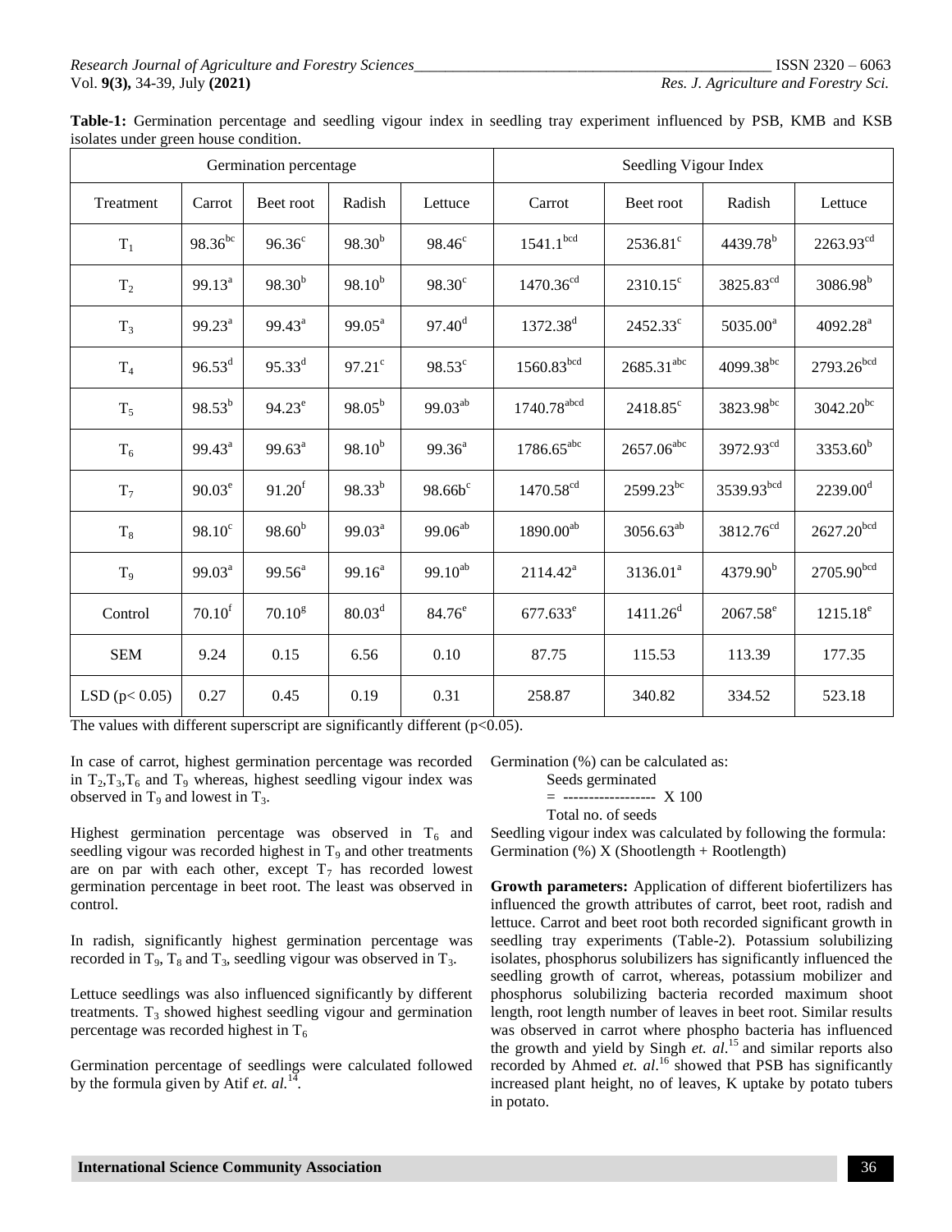**Table-1:** Germination percentage and seedling vigour index in seedling tray experiment influenced by PSB, KMB and KSB isolates under green house condition.

| Germination percentage | | | | | Seedling Vigour Index | | | |
|---|---|---|---|---|---|---|---|---|
| Treatment | Carrot | Beet root | Radish | Lettuce | Carrot | Beet root | Radish | Lettuce |
| $T_1$ | $98.36^{bc}$ | $96.36^{c}$ | $98.30^{b}$ | $98.46^{c}$ | $1541.1^{bcd}$ | $2536.81^{c}$ | $4439.78^{b}$ | $2263.93^{cd}$ |
| $T_2$ | $99.13^{a}$ | $98.30^{b}$ | $98.10^{b}$ | $98.30^{c}$ | $1470.36^{cd}$ | $2310.15^{c}$ | $3825.83^{cd}$ | $3086.98^{b}$ |
| $T_3$ | $99.23^{a}$ | $99.43^{a}$ | $99.05^{a}$ | $97.40^{d}$ | $1372.38^{d}$ | $2452.33^{c}$ | $5035.00^{a}$ | $4092.28^{a}$ |
| $T_4$ | $96.53^{d}$ | $95.33^{d}$ | $97.21^{c}$ | $98.53^{c}$ | $1560.83^{bcd}$ | $2685.31^{abc}$ | $4099.38^{bc}$ | $2793.26^{bcd}$ |
| $T_5$ | $98.53^{b}$ | $94.23^{e}$ | $98.05^{b}$ | $99.03^{ab}$ | $1740.78^{abcd}$ | $2418.85^{c}$ | $3823.98^{bc}$ | $3042.20^{bc}$ |
| $T_6$ | $99.43^{a}$ | $99.63^{a}$ | $98.10^{b}$ | $99.36^{a}$ | $1786.65^{abc}$ | $2657.06^{abc}$ | $3972.93^{cd}$ | $3353.60^{b}$ |
| $T_7$ | $90.03^{e}$ | $91.20^{f}$ | $98.33^{b}$ | $98.66b^{c}$ | $1470.58^{cd}$ | $2599.23^{bc}$ | $3539.93^{bcd}$ | $2239.00^{d}$ |
| $T_8$ | $98.10^{c}$ | $98.60^{b}$ | $99.03^{a}$ | $99.06^{ab}$ | $1890.00^{ab}$ | $3056.63^{ab}$ | $3812.76^{cd}$ | $2627.20^{bcd}$ |
| $T_9$ | $99.03^{a}$ | $99.56^{a}$ | $99.16^{a}$ | $99.10^{ab}$ | $2114.42^{a}$ | $3136.01^{a}$ | $4379.90^{b}$ | $2705.90^{bcd}$ |
| Control | $70.10^{f}$ | $70.10^{g}$ | $80.03^{d}$ | $84.76^{e}$ | $677.633^{e}$ | $1411.26^{d}$ | $2067.58^{e}$ | $1215.18^{e}$ |
| SEM | 9.24 | 0.15 | 6.56 | 0.10 | 87.75 | 115.53 | 113.39 | 177.35 |
| LSD ($p < 0.05$) | 0.27 | 0.45 | 0.19 | 0.31 | 258.87 | 340.82 | 334.52 | 523.18 |

The values with different superscript are significantly different ($p<0.05$).

In case of carrot, highest germination percentage was recorded in $T_2$,$T_3$,$T_6$ and $T_9$ whereas, highest seedling vigour index was observed in $T_9$ and lowest in $T_3$.

Highest germination percentage was observed in $T_6$ and seedling vigour was recorded highest in $T_9$ and other treatments are on par with each other, except $T_7$ has recorded lowest germination percentage in beet root. The least was observed in control.

In radish, significantly highest germination percentage was recorded in $T_9$, $T_8$ and $T_3$, seedling vigour was observed in $T_3$.

Lettuce seedlings was also influenced significantly by different treatments. $T_3$ showed highest seedling vigour and germination percentage was recorded highest in $T_6$

Germination percentage of seedlings were calculated followed by the formula given by Atif *et. al.*[14].

Germination (%) can be calculated as:

$$\text{Germination (\%)} = \frac{\text{Seeds germinated}}{\text{Total no. of seeds}} \times 100$$

Seedling vigour index was calculated by following the formula: Germination (%) X (Shootlength + Rootlength)

**Growth parameters:** Application of different biofertilizers has influenced the growth attributes of carrot, beet root, radish and lettuce. Carrot and beet root both recorded significant growth in seedling tray experiments (Table-2). Potassium solubilizing isolates, phosphorus solubilizers has significantly influenced the seedling growth of carrot, whereas, potassium mobilizer and phosphorus solubilizing bacteria recorded maximum shoot length, root length number of leaves in beet root. Similar results was observed in carrot where phospho bacteria has influenced the growth and yield by Singh *et. al*.[15] and similar reports also recorded by Ahmed *et. al*.[16] showed that PSB has significantly increased plant height, no of leaves, K uptake by potato tubers in potato.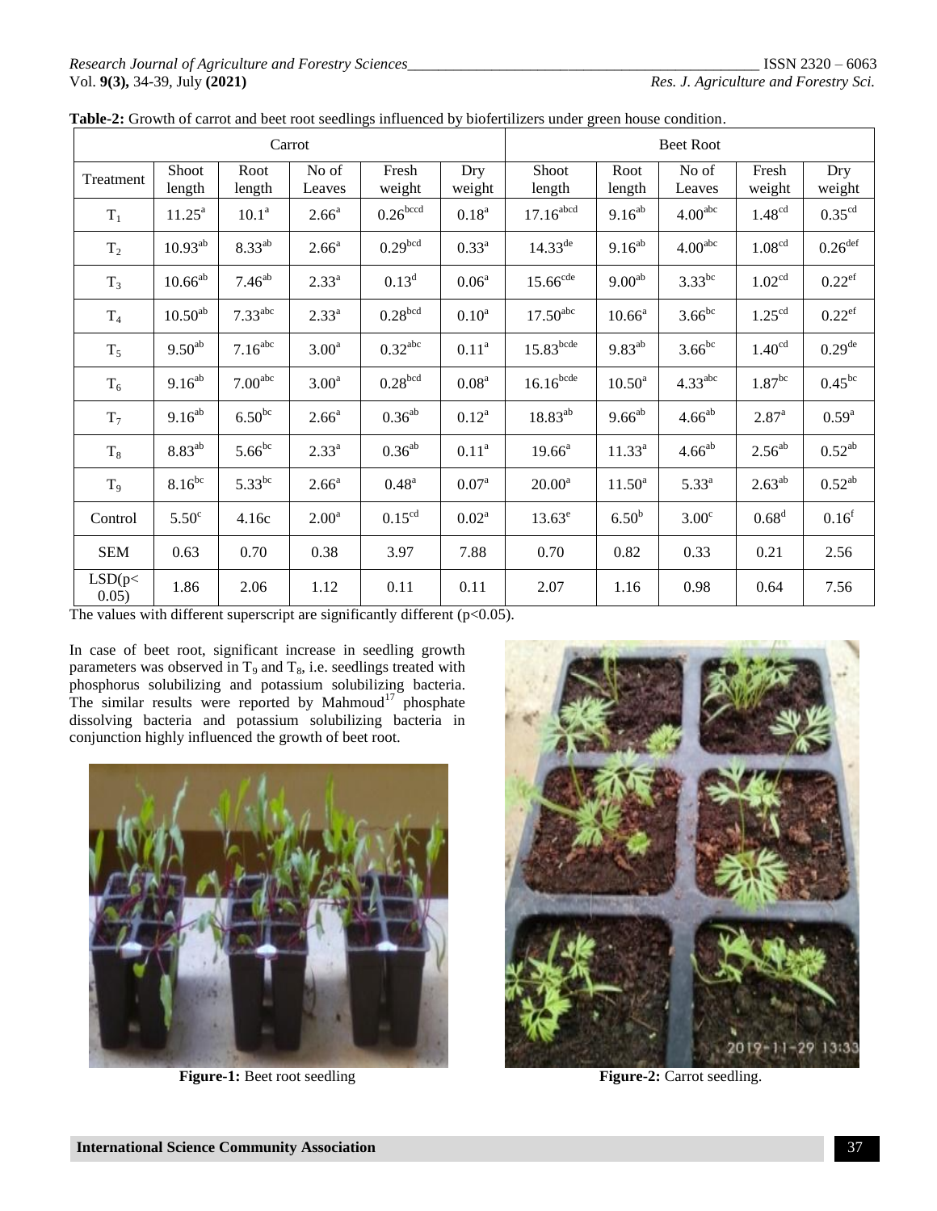**Table-2:** Growth of carrot and beet root seedlings influenced by biofertilizers under green house condition.

| | Carrot | | | | | Beet Root | | | | |
|---|---|---|---|---|---|---|---|---|---|---|
| Treatment | Shoot length | Root length | No of Leaves | Fresh weight | Dry weight | Shoot length | Root length | No of Leaves | Fresh weight | Dry weight |
| $T_1$ | $11.25^{a}$ | $10.1^{a}$ | $2.66^{a}$ | $0.26^{bccd}$ | $0.18^{a}$ | $17.16^{abcd}$ | $9.16^{ab}$ | $4.00^{abc}$ | $1.48^{cd}$ | $0.35^{cd}$ |
| $T_2$ | $10.93^{ab}$ | $8.33^{ab}$ | $2.66^{a}$ | $0.29^{bcd}$ | $0.33^{a}$ | $14.33^{de}$ | $9.16^{ab}$ | $4.00^{abc}$ | $1.08^{cd}$ | $0.26^{def}$ |
| $T_3$ | $10.66^{ab}$ | $7.46^{ab}$ | $2.33^{a}$ | $0.13^{d}$ | $0.06^{a}$ | $15.66^{cde}$ | $9.00^{ab}$ | $3.33^{bc}$ | $1.02^{cd}$ | $0.22^{ef}$ |
| $T_4$ | $10.50^{ab}$ | $7.33^{abc}$ | $2.33^{a}$ | $0.28^{bcd}$ | $0.10^{a}$ | $17.50^{abc}$ | $10.66^{a}$ | $3.66^{bc}$ | $1.25^{cd}$ | $0.22^{ef}$ |
| $T_5$ | $9.50^{ab}$ | $7.16^{abc}$ | $3.00^{a}$ | $0.32^{abc}$ | $0.11^{a}$ | $15.83^{bcde}$ | $9.83^{ab}$ | $3.66^{bc}$ | $1.40^{cd}$ | $0.29^{de}$ |
| $T_6$ | $9.16^{ab}$ | $7.00^{abc}$ | $3.00^{a}$ | $0.28^{bcd}$ | $0.08^{a}$ | $16.16^{bcde}$ | $10.50^{a}$ | $4.33^{abc}$ | $1.87^{bc}$ | $0.45^{bc}$ |
| $T_7$ | $9.16^{ab}$ | $6.50^{bc}$ | $2.66^{a}$ | $0.36^{ab}$ | $0.12^{a}$ | $18.83^{ab}$ | $9.66^{ab}$ | $4.66^{ab}$ | $2.87^{a}$ | $0.59^{a}$ |
| $T_8$ | $8.83^{ab}$ | $5.66^{bc}$ | $2.33^{a}$ | $0.36^{ab}$ | $0.11^{a}$ | $19.66^{a}$ | $11.33^{a}$ | $4.66^{ab}$ | $2.56^{ab}$ | $0.52^{ab}$ |
| $T_9$ | $8.16^{bc}$ | $5.33^{bc}$ | $2.66^{a}$ | $0.48^{a}$ | $0.07^{a}$ | $20.00^{a}$ | $11.50^{a}$ | $5.33^{a}$ | $2.63^{ab}$ | $0.52^{ab}$ |
| Control | $5.50^{c}$ | 4.16c | $2.00^{a}$ | $0.15^{cd}$ | $0.02^{a}$ | $13.63^{e}$ | $6.50^{b}$ | $3.00^{c}$ | $0.68^{d}$ | $0.16^{f}$ |
| SEM | 0.63 | 0.70 | 0.38 | 3.97 | 7.88 | 0.70 | 0.82 | 0.33 | 0.21 | 2.56 |
| LSD($p<0.05$) | 1.86 | 2.06 | 1.12 | 0.11 | 0.11 | 2.07 | 1.16 | 0.98 | 0.64 | 7.56 |

The values with different superscript are significantly different ($p<0.05$).

In case of beet root, significant increase in seedling growth parameters was observed in $T_9$ and $T_8$, i.e. seedlings treated with phosphorus solubilizing and potassium solubilizing bacteria. The similar results were reported by Mahmoud[17] phosphate dissolving bacteria and potassium solubilizing bacteria in conjunction highly influenced the growth of beet root.

**Figure-1:** Beet root seedling

**Figure-2:** Carrot seedling.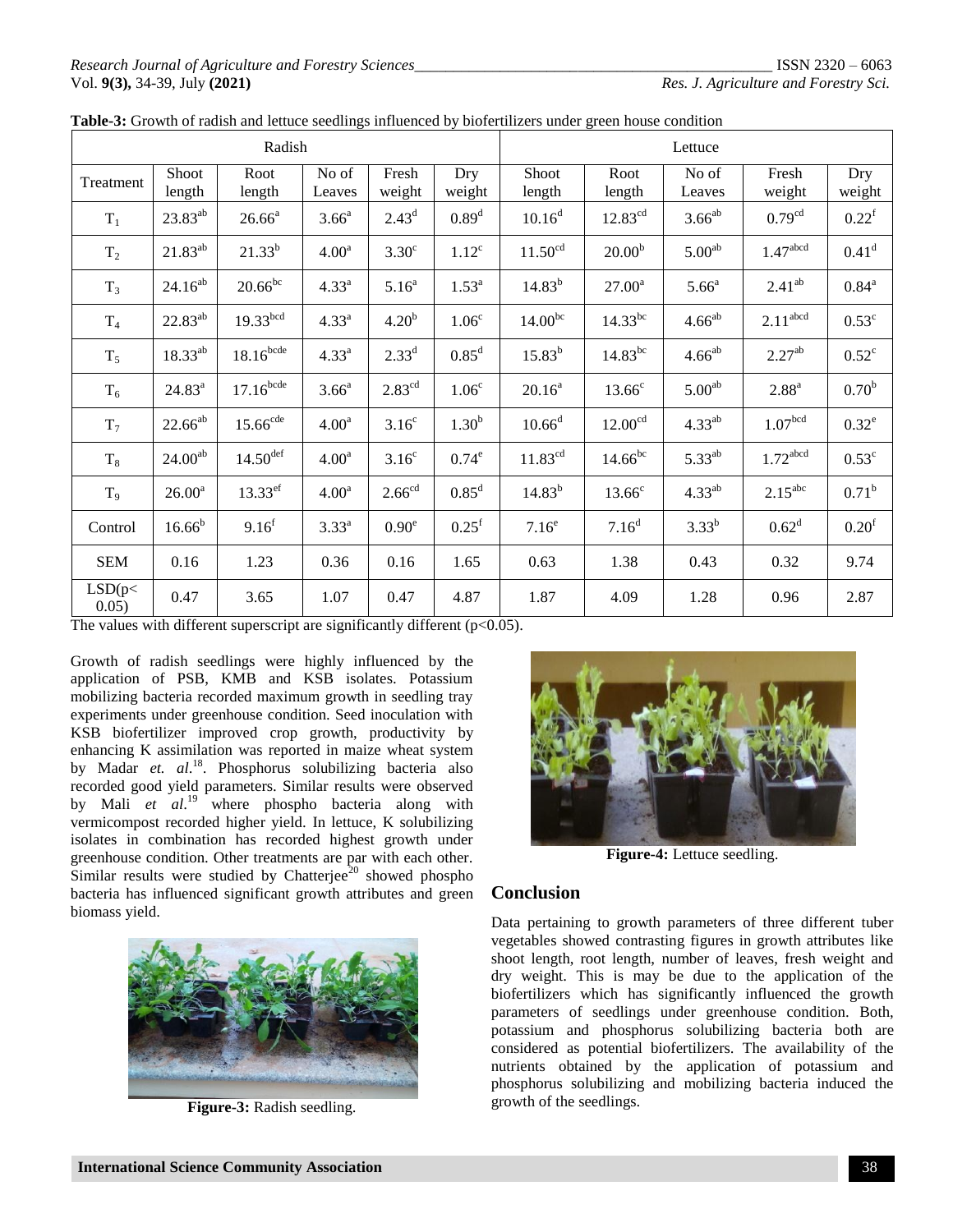**Table-3:** Growth of radish and lettuce seedlings influenced by biofertilizers under green house condition

| | Radish | | | | | Lettuce | | | | |
|---|---|---|---|---|---|---|---|---|---|---|
| Treatment | Shoot length | Root length | No of Leaves | Fresh weight | Dry weight | Shoot length | Root length | No of Leaves | Fresh weight | Dry weight |
| $T_1$ | $23.83^{ab}$ | $26.66^{a}$ | $3.66^{a}$ | $2.43^{d}$ | $0.89^{d}$ | $10.16^{d}$ | $12.83^{cd}$ | $3.66^{ab}$ | $0.79^{cd}$ | $0.22^{f}$ |
| $T_2$ | $21.83^{ab}$ | $21.33^{b}$ | $4.00^{a}$ | $3.30^{c}$ | $1.12^{c}$ | $11.50^{cd}$ | $20.00^{b}$ | $5.00^{ab}$ | $1.47^{abcd}$ | $0.41^{d}$ |
| $T_3$ | $24.16^{ab}$ | $20.66^{bc}$ | $4.33^{a}$ | $5.16^{a}$ | $1.53^{a}$ | $14.83^{b}$ | $27.00^{a}$ | $5.66^{a}$ | $2.41^{ab}$ | $0.84^{a}$ |
| $T_4$ | $22.83^{ab}$ | $19.33^{bcd}$ | $4.33^{a}$ | $4.20^{b}$ | $1.06^{c}$ | $14.00^{bc}$ | $14.33^{bc}$ | $4.66^{ab}$ | $2.11^{abcd}$ | $0.53^{c}$ |
| $T_5$ | $18.33^{ab}$ | $18.16^{bcde}$ | $4.33^{a}$ | $2.33^{d}$ | $0.85^{d}$ | $15.83^{b}$ | $14.83^{bc}$ | $4.66^{ab}$ | $2.27^{ab}$ | $0.52^{c}$ |
| $T_6$ | $24.83^{a}$ | $17.16^{bcde}$ | $3.66^{a}$ | $2.83^{cd}$ | $1.06^{c}$ | $20.16^{a}$ | $13.66^{c}$ | $5.00^{ab}$ | $2.88^{a}$ | $0.70^{b}$ |
| $T_7$ | $22.66^{ab}$ | $15.66^{cde}$ | $4.00^{a}$ | $3.16^{c}$ | $1.30^{b}$ | $10.66^{d}$ | $12.00^{cd}$ | $4.33^{ab}$ | $1.07^{bcd}$ | $0.32^{e}$ |
| $T_8$ | $24.00^{ab}$ | $14.50^{def}$ | $4.00^{a}$ | $3.16^{c}$ | $0.74^{e}$ | $11.83^{cd}$ | $14.66^{bc}$ | $5.33^{ab}$ | $1.72^{abcd}$ | $0.53^{c}$ |
| $T_9$ | $26.00^{a}$ | $13.33^{ef}$ | $4.00^{a}$ | $2.66^{cd}$ | $0.85^{d}$ | $14.83^{b}$ | $13.66^{c}$ | $4.33^{ab}$ | $2.15^{abc}$ | $0.71^{b}$ |
| Control | $16.66^{b}$ | $9.16^{f}$ | $3.33^{a}$ | $0.90^{e}$ | $0.25^{f}$ | $7.16^{e}$ | $7.16^{d}$ | $3.33^{b}$ | $0.62^{d}$ | $0.20^{f}$ |
| SEM | 0.16 | 1.23 | 0.36 | 0.16 | 1.65 | 0.63 | 1.38 | 0.43 | 0.32 | 9.74 |
| LSD($p<0.05$) | 0.47 | 3.65 | 1.07 | 0.47 | 4.87 | 1.87 | 4.09 | 1.28 | 0.96 | 2.87 |

The values with different superscript are significantly different ($p<0.05$).

Growth of radish seedlings were highly influenced by the application of PSB, KMB and KSB isolates. Potassium mobilizing bacteria recorded maximum growth in seedling tray experiments under greenhouse condition. Seed inoculation with KSB biofertilizer improved crop growth, productivity by enhancing K assimilation was reported in maize wheat system by Madar *et. al*.[18]. Phosphorus solubilizing bacteria also recorded good yield parameters. Similar results were observed by Mali *et al*.[19] where phospho bacteria along with vermicompost recorded higher yield. In lettuce, K solubilizing isolates in combination has recorded highest growth under greenhouse condition. Other treatments are par with each other. Similar results were studied by Chatterjee[20] showed phospho bacteria has influenced significant growth attributes and green biomass yield.

**Figure-3:** Radish seedling.

**Figure-4:** Lettuce seedling.

## Conclusion

Data pertaining to growth parameters of three different tuber vegetables showed contrasting figures in growth attributes like shoot length, root length, number of leaves, fresh weight and dry weight. This is may be due to the application of the biofertilizers which has significantly influenced the growth parameters of seedlings under greenhouse condition. Both, potassium and phosphorus solubilizing bacteria both are considered as potential biofertilizers. The availability of the nutrients obtained by the application of potassium and phosphorus solubilizing and mobilizing bacteria induced the growth of the seedlings.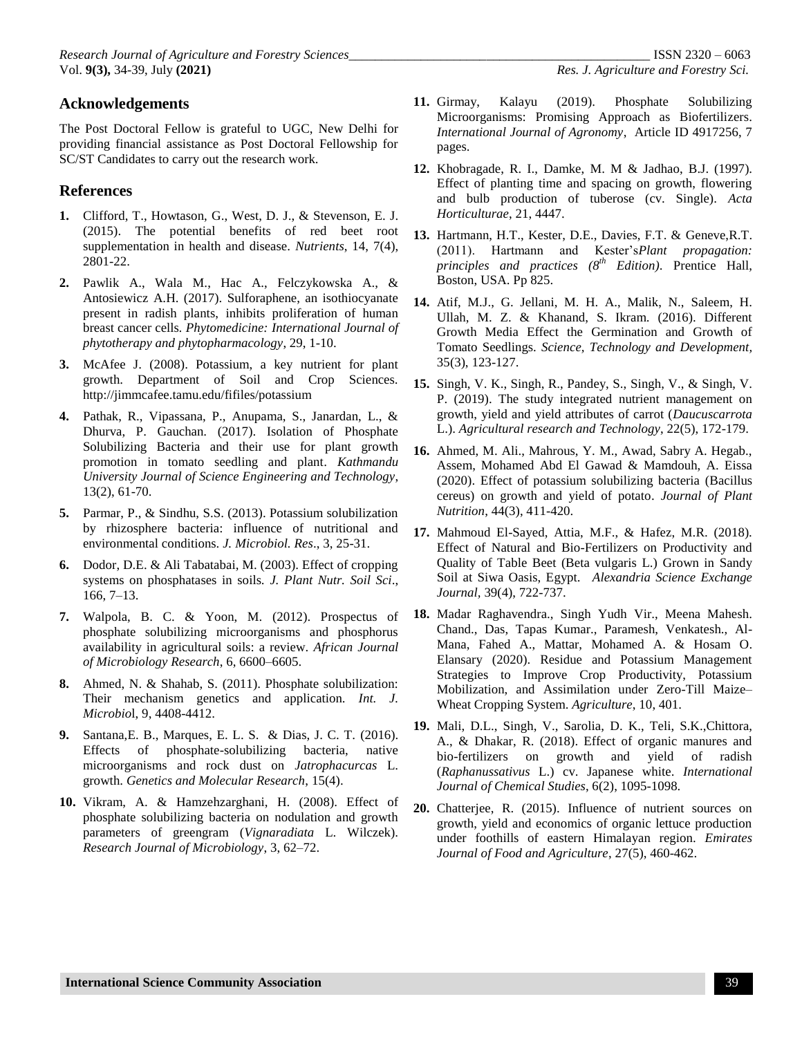## Acknowledgements

The Post Doctoral Fellow is grateful to UGC, New Delhi for providing financial assistance as Post Doctoral Fellowship for SC/ST Candidates to carry out the research work.

## References

1. Clifford, T., Howtason, G., West, D. J., & Stevenson, E. J. (2015). The potential benefits of red beet root supplementation in health and disease. *Nutrients*, 14, 7(4), 2801-22.
2. Pawlik A., Wala M., Hac A., Felczykowska A., & Antosiewicz A.H. (2017). Sulforaphene, an isothiocyanate present in radish plants, inhibits proliferation of human breast cancer cells. *Phytomedicine: International Journal of phytotherapy and phytopharmacology*, 29, 1-10.
3. McAfee J. (2008). Potassium, a key nutrient for plant growth. Department of Soil and Crop Sciences. http://jimmcafee.tamu.edu/fifiles/potassium
4. Pathak, R., Vipassana, P., Anupama, S., Janardan, L., & Dhurva, P. Gauchan. (2017). Isolation of Phosphate Solubilizing Bacteria and their use for plant growth promotion in tomato seedling and plant. *Kathmandu University Journal of Science Engineering and Technology*, 13(2), 61-70.
5. Parmar, P., & Sindhu, S.S. (2013). Potassium solubilization by rhizosphere bacteria: influence of nutritional and environmental conditions. *J. Microbiol. Res*., 3, 25-31.
6. Dodor, D.E. & Ali Tabatabai, M. (2003). Effect of cropping systems on phosphatases in soils. *J. Plant Nutr. Soil Sci*., 166, 7–13.
7. Walpola, B. C. & Yoon, M. (2012). Prospectus of phosphate solubilizing microorganisms and phosphorus availability in agricultural soils: a review. *African Journal of Microbiology Research*, 6, 6600–6605.
8. Ahmed, N. & Shahab, S. (2011). Phosphate solubilization: Their mechanism genetics and application. *Int. J. Microbio*l, 9, 4408-4412.
9. Santana,E. B., Marques, E. L. S. & Dias, J. C. T. (2016). Effects of phosphate-solubilizing bacteria, native microorganisms and rock dust on *Jatrophacurcas* L. growth. *Genetics and Molecular Research*, 15(4).
10. Vikram, A. & Hamzehzarghani, H. (2008). Effect of phosphate solubilizing bacteria on nodulation and growth parameters of greengram (*Vignaradiata* L. Wilczek). *Research Journal of Microbiology*, 3, 62–72.
11. Girmay, Kalayu (2019). Phosphate Solubilizing Microorganisms: Promising Approach as Biofertilizers. *International Journal of Agronomy*, Article ID 4917256, 7 pages.
12. Khobragade, R. I., Damke, M. M & Jadhao, B.J. (1997). Effect of planting time and spacing on growth, flowering and bulb production of tuberose (cv. Single). *Acta Horticulturae*, 21, 4447.
13. Hartmann, H.T., Kester, D.E., Davies, F.T. & Geneve,R.T. (2011). Hartmann and Kester's*Plant propagation: principles and practices (8th Edition)*. Prentice Hall, Boston, USA. Pp 825.
14. Atif, M.J., G. Jellani, M. H. A., Malik, N., Saleem, H. Ullah, M. Z. & Khanand, S. Ikram. (2016). Different Growth Media Effect the Germination and Growth of Tomato Seedlings. *Science, Technology and Development*, 35(3), 123-127.
15. Singh, V. K., Singh, R., Pandey, S., Singh, V., & Singh, V. P. (2019). The study integrated nutrient management on growth, yield and yield attributes of carrot (*Daucuscarrota* L.). *Agricultural research and Technology*, 22(5), 172-179.
16. Ahmed, M. Ali., Mahrous, Y. M., Awad, Sabry A. Hegab., Assem, Mohamed Abd El Gawad & Mamdouh, A. Eissa (2020). Effect of potassium solubilizing bacteria (Bacillus cereus) on growth and yield of potato. *Journal of Plant Nutrition*, 44(3), 411-420.
17. Mahmoud El-Sayed, Attia, M.F., & Hafez, M.R. (2018). Effect of Natural and Bio-Fertilizers on Productivity and Quality of Table Beet (Beta vulgaris L.) Grown in Sandy Soil at Siwa Oasis, Egypt. *Alexandria Science Exchange Journal*, 39(4), 722-737.
18. Madar Raghavendra., Singh Yudh Vir., Meena Mahesh. Chand., Das, Tapas Kumar., Paramesh, Venkatesh., Al-Mana, Fahed A., Mattar, Mohamed A. & Hosam O. Elansary (2020). Residue and Potassium Management Strategies to Improve Crop Productivity, Potassium Mobilization, and Assimilation under Zero-Till Maize–Wheat Cropping System. *Agriculture*, 10, 401.
19. Mali, D.L., Singh, V., Sarolia, D. K., Teli, S.K.,Chittora, A., & Dhakar, R. (2018). Effect of organic manures and bio-fertilizers on growth and yield of radish (*Raphanussativus* L.) cv. Japanese white. *International Journal of Chemical Studies*, 6(2), 1095-1098.
20. Chatterjee, R. (2015). Influence of nutrient sources on growth, yield and economics of organic lettuce production under foothills of eastern Himalayan region. *Emirates Journal of Food and Agriculture*, 27(5), 460-462.